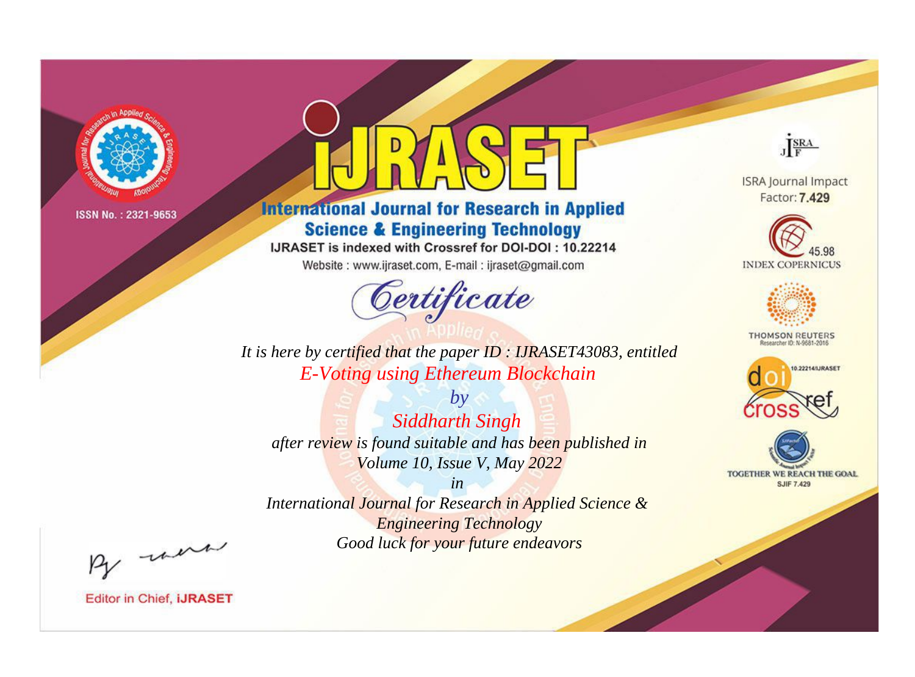ISSN No. : 2321-9653

# iJRASET

## International Journal for Research in Applied Science & Engineering Technology

IJRASET is indexed with Crossref for DOI-DOI : 10.22214

Website : www.ijraset.com, E-mail : ijraset@gmail.com

ISRA Journal Impact Factor: **7.429**

45.98 INDEX COPERNICUS

THOMSON REUTERS Researcher ID: N-9681-2016

10.22214/IJRASET

TOGETHER WE REACH THE GOAL SJIF 7.429

# Certificate

*It is here by certified that the paper ID : IJRASET43083, entitled*

*E-Voting using Ethereum Blockchain*

*by*

*Siddharth Singh*

*after review is found suitable and has been published in*

*Volume 10, Issue V, May 2022*

*in*

*International Journal for Research in Applied Science & Engineering Technology*

*Good luck for your future endeavors*

Editor in Chief, **iJRASET**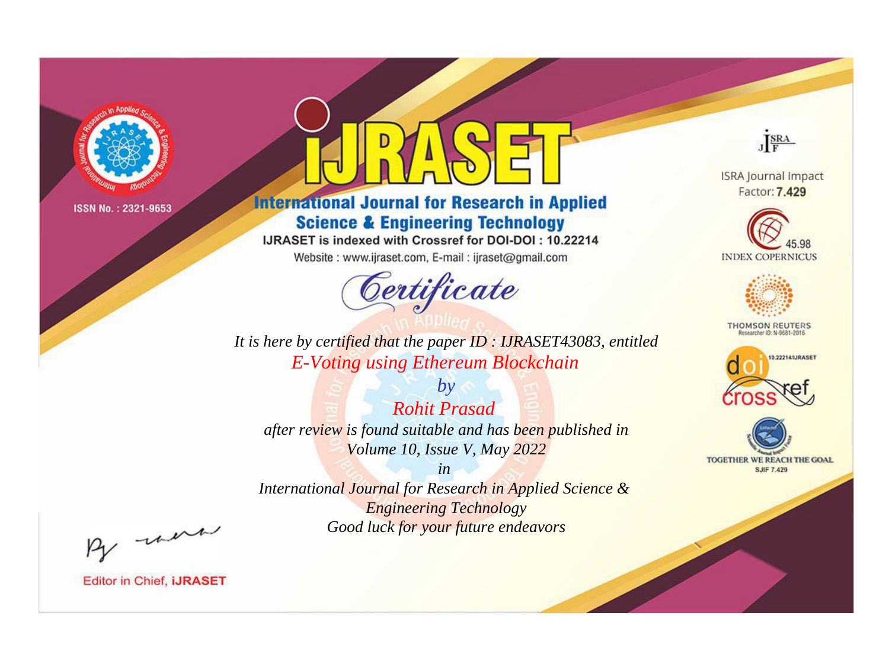ISSN No. : 2321-9653

# iJRASET

## International Journal for Research in Applied Science & Engineering Technology

IJRASET is indexed with Crossref for DOI-DOI : 10.22214

Website : www.ijraset.com, E-mail : ijraset@gmail.com

# Certificate

*It is here by certified that the paper ID : IJRASET43083, entitled*

*E-Voting using Ethereum Blockchain*

*by*

*Rohit Prasad*

*after review is found suitable and has been published in*

*Volume 10, Issue V, May 2022*

*in*

*International Journal for Research in Applied Science & Engineering Technology*

*Good luck for your future endeavors*

ISRA Journal Impact Factor: **7.429**

45.98 INDEX COPERNICUS

THOMSON REUTERS Researcher ID: N-9681-2016

10.22214/IJRASET

TOGETHER WE REACH THE GOAL SJIF 7.429

Editor in Chief, **iJRASET**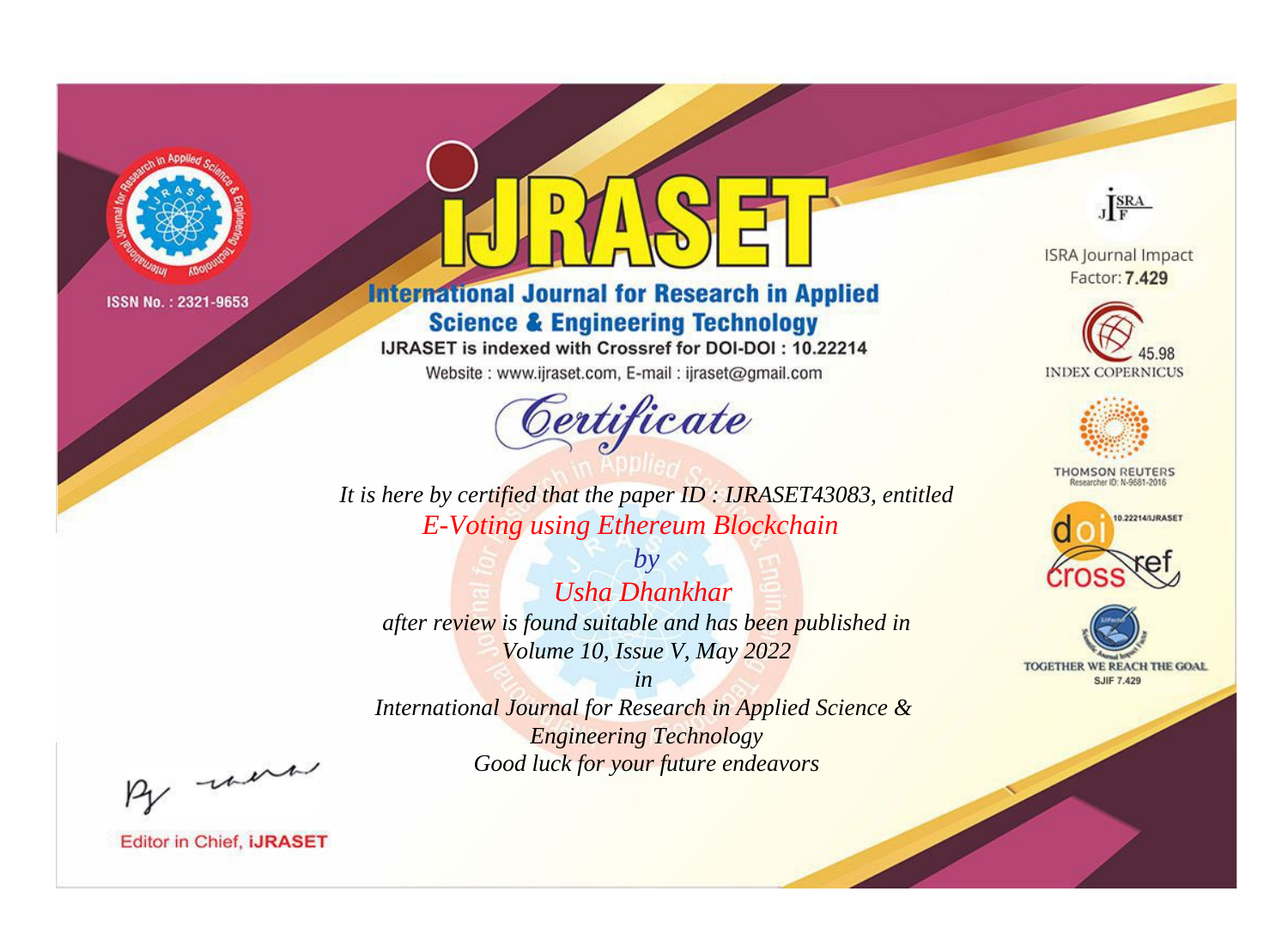ISSN No. : 2321-9653

# iJRASET

## International Journal for Research in Applied Science & Engineering Technology

IJRASET is indexed with Crossref for DOI-DOI : 10.22214

Website : www.ijraset.com, E-mail : ijraset@gmail.com

ISRA Journal Impact Factor: **7.429**

45.98 INDEX COPERNICUS

THOMSON REUTERS Researcher ID: N-9681-2016

10.22214/IJRASET

TOGETHER WE REACH THE GOAL SJIF 7.429

# *Certificate*

*It is here by certified that the paper ID : IJRASET43083, entitled*

*E-Voting using Ethereum Blockchain*

*by*

*Usha Dhankhar*

*after review is found suitable and has been published in*

*Volume 10, Issue V, May 2022*

*in*

*International Journal for Research in Applied Science & Engineering Technology*

*Good luck for your future endeavors*

Editor in Chief, **iJRASET**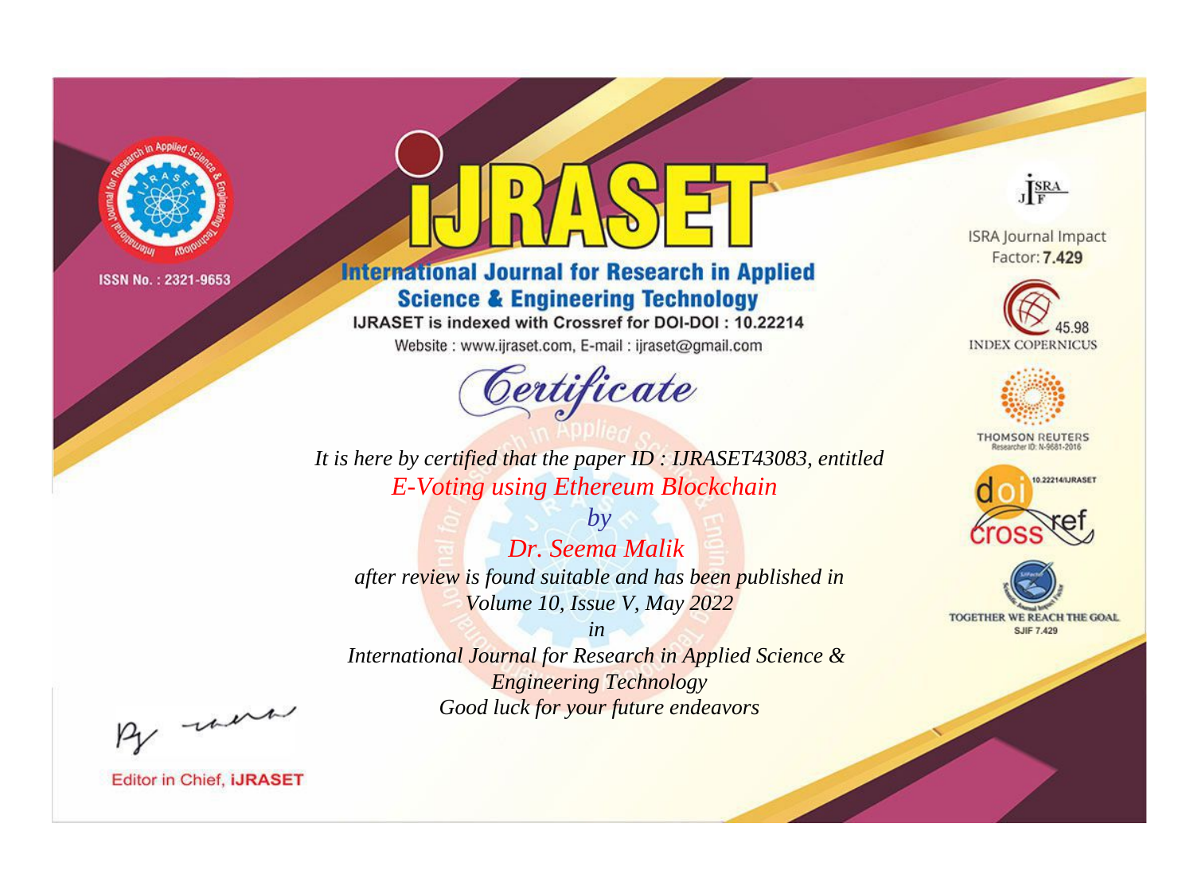ISSN No. : 2321-9653

# iJRASET

## International Journal for Research in Applied Science & Engineering Technology

IJRASET is indexed with Crossref for DOI-DOI : 10.22214

Website : www.ijraset.com, E-mail : ijraset@gmail.com

ISRA Journal Impact Factor: **7.429**

45.98 INDEX COPERNICUS

THOMSON REUTERS Researcher ID: N-9681-2016

10.22214/IJRASET

TOGETHER WE REACH THE GOAL SJIF 7.429

*Certificate*

*It is here by certified that the paper ID : IJRASET43083, entitled*

*E-Voting using Ethereum Blockchain*

*by*

*Dr. Seema Malik*

*after review is found suitable and has been published in*

*Volume 10, Issue V, May 2022*

*in*

*International Journal for Research in Applied Science & Engineering Technology*

*Good luck for your future endeavors*

Editor in Chief, **iJRASET**